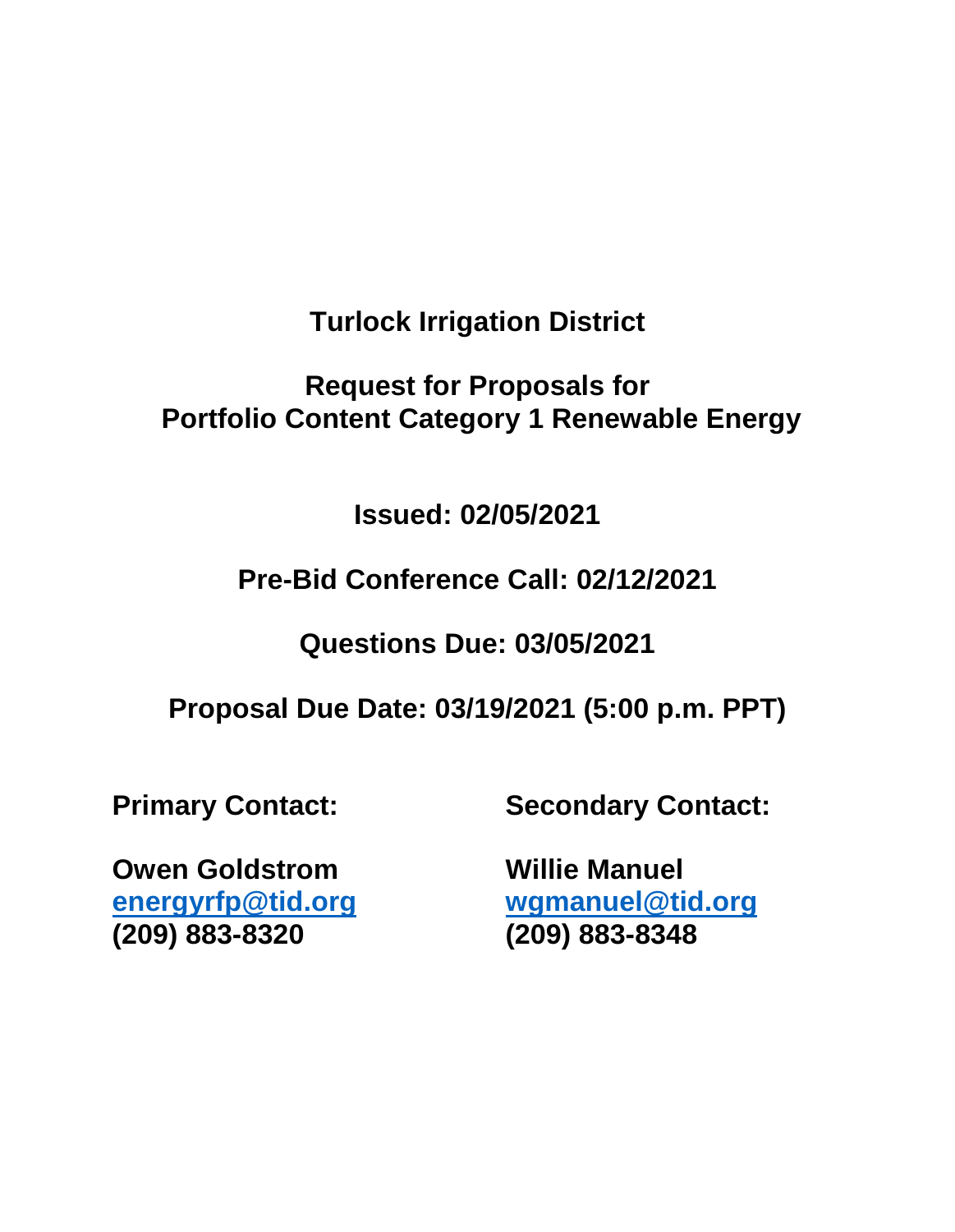# Turlock Irrigation District

## Request for Proposals for Portfolio Content Category 1 Renewable Energy

**Issued: 02/05/2021**

**Pre-Bid Conference Call: 02/12/2021**

**Questions Due: 03/05/2021**

**Proposal Due Date: 03/19/2021 (5:00 p.m. PPT)**

**Primary Contact:**

**Owen Goldstrom**
**energyrfp@tid.org**
**(209) 883-8320**

**Secondary Contact:**

**Willie Manuel**
**wgmanuel@tid.org**
**(209) 883-8348**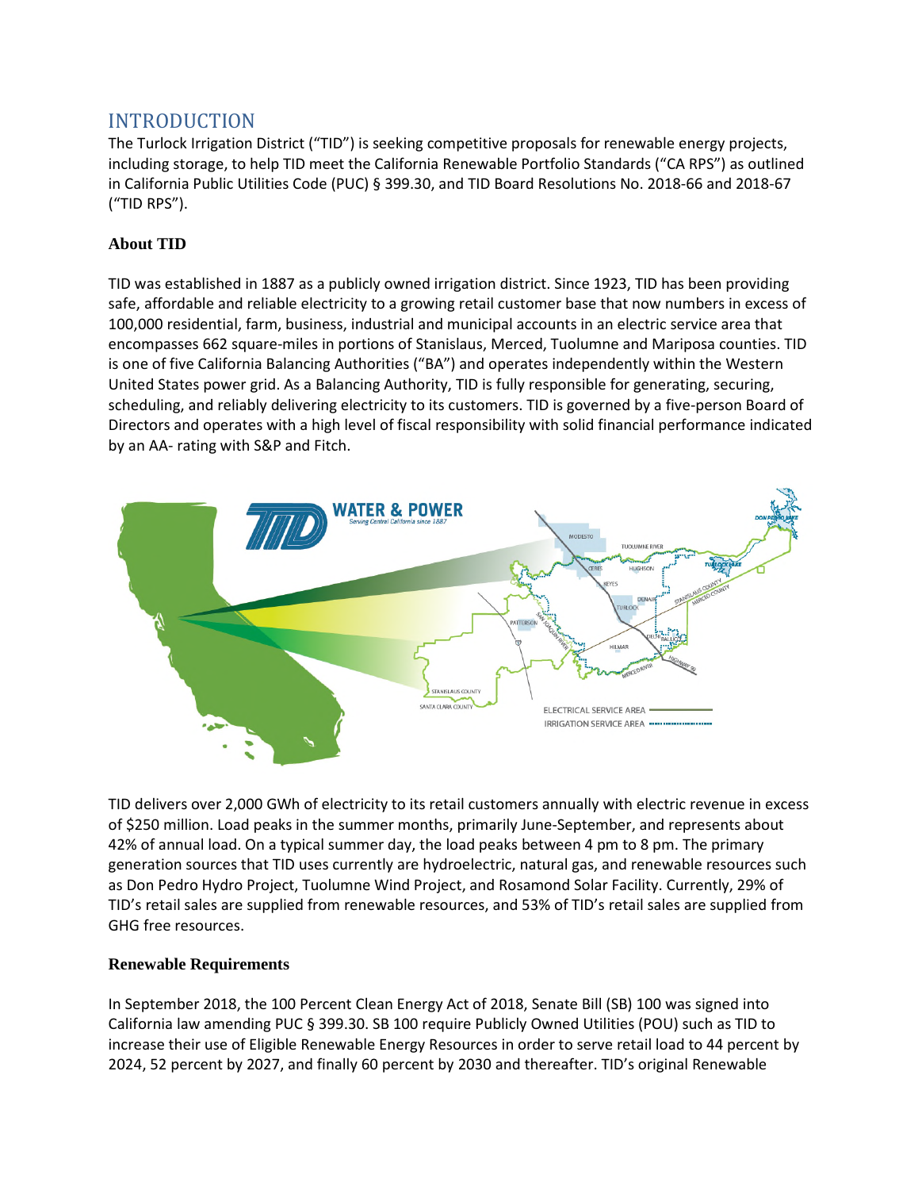# INTRODUCTION

The Turlock Irrigation District ("TID") is seeking competitive proposals for renewable energy projects, including storage, to help TID meet the California Renewable Portfolio Standards ("CA RPS") as outlined in California Public Utilities Code (PUC) § 399.30, and TID Board Resolutions No. 2018-66 and 2018-67 ("TID RPS").

### About TID

TID was established in 1887 as a publicly owned irrigation district. Since 1923, TID has been providing safe, affordable and reliable electricity to a growing retail customer base that now numbers in excess of 100,000 residential, farm, business, industrial and municipal accounts in an electric service area that encompasses 662 square-miles in portions of Stanislaus, Merced, Tuolumne and Mariposa counties. TID is one of five California Balancing Authorities ("BA") and operates independently within the Western United States power grid. As a Balancing Authority, TID is fully responsible for generating, securing, scheduling, and reliably delivering electricity to its customers. TID is governed by a five-person Board of Directors and operates with a high level of fiscal responsibility with solid financial performance indicated by an AA- rating with S&P and Fitch.

TID delivers over 2,000 GWh of electricity to its retail customers annually with electric revenue in excess of $250 million. Load peaks in the summer months, primarily June-September, and represents about 42% of annual load. On a typical summer day, the load peaks between 4 pm to 8 pm. The primary generation sources that TID uses currently are hydroelectric, natural gas, and renewable resources such as Don Pedro Hydro Project, Tuolumne Wind Project, and Rosamond Solar Facility. Currently, 29% of TID's retail sales are supplied from renewable resources, and 53% of TID's retail sales are supplied from GHG free resources.

### Renewable Requirements

In September 2018, the 100 Percent Clean Energy Act of 2018, Senate Bill (SB) 100 was signed into California law amending PUC § 399.30. SB 100 require Publicly Owned Utilities (POU) such as TID to increase their use of Eligible Renewable Energy Resources in order to serve retail load to 44 percent by 2024, 52 percent by 2027, and finally 60 percent by 2030 and thereafter. TID's original Renewable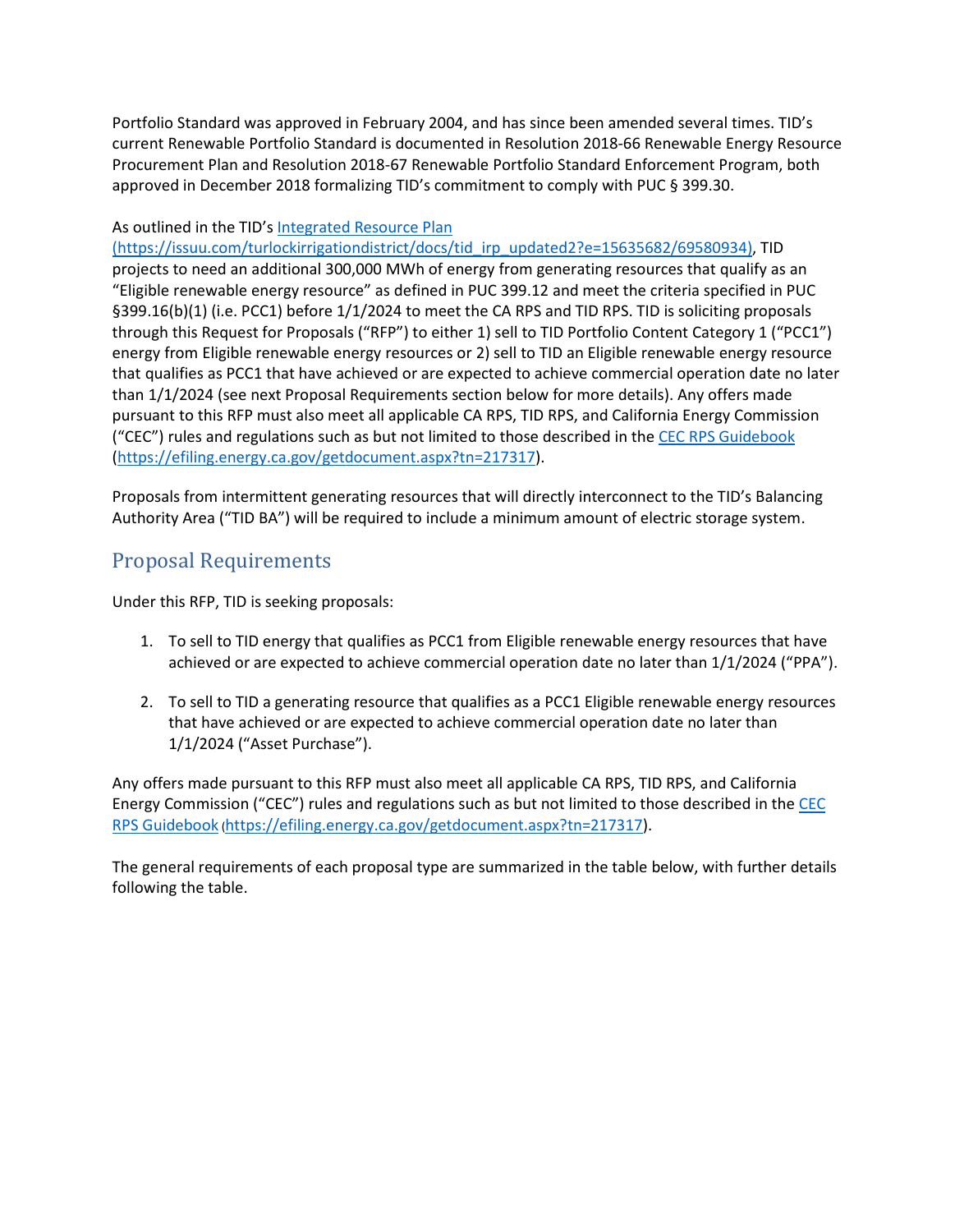Portfolio Standard was approved in February 2004, and has since been amended several times. TID's current Renewable Portfolio Standard is documented in Resolution 2018-66 Renewable Energy Resource Procurement Plan and Resolution 2018-67 Renewable Portfolio Standard Enforcement Program, both approved in December 2018 formalizing TID's commitment to comply with PUC § 399.30.

As outlined in the TID's [Integrated Resource Plan (https://issuu.com/turlockirrigationdistrict/docs/tid_irp_updated2?e=15635682/69580934)](https://issuu.com/turlockirrigationdistrict/docs/tid_irp_updated2?e=15635682/69580934), TID projects to need an additional 300,000 MWh of energy from generating resources that qualify as an "Eligible renewable energy resource" as defined in PUC 399.12 and meet the criteria specified in PUC §399.16(b)(1) (i.e. PCC1) before 1/1/2024 to meet the CA RPS and TID RPS. TID is soliciting proposals through this Request for Proposals ("RFP") to either 1) sell to TID Portfolio Content Category 1 ("PCC1") energy from Eligible renewable energy resources or 2) sell to TID an Eligible renewable energy resource that qualifies as PCC1 that have achieved or are expected to achieve commercial operation date no later than 1/1/2024 (see next Proposal Requirements section below for more details). Any offers made pursuant to this RFP must also meet all applicable CA RPS, TID RPS, and California Energy Commission ("CEC") rules and regulations such as but not limited to those described in the [CEC RPS Guidebook](https://efiling.energy.ca.gov/getdocument.aspx?tn=217317) (https://efiling.energy.ca.gov/getdocument.aspx?tn=217317).

Proposals from intermittent generating resources that will directly interconnect to the TID's Balancing Authority Area ("TID BA") will be required to include a minimum amount of electric storage system.

## Proposal Requirements

Under this RFP, TID is seeking proposals:

1. To sell to TID energy that qualifies as PCC1 from Eligible renewable energy resources that have achieved or are expected to achieve commercial operation date no later than 1/1/2024 ("PPA").

2. To sell to TID a generating resource that qualifies as a PCC1 Eligible renewable energy resources that have achieved or are expected to achieve commercial operation date no later than 1/1/2024 ("Asset Purchase").

Any offers made pursuant to this RFP must also meet all applicable CA RPS, TID RPS, and California Energy Commission ("CEC") rules and regulations such as but not limited to those described in the [CEC RPS Guidebook](https://efiling.energy.ca.gov/getdocument.aspx?tn=217317) (https://efiling.energy.ca.gov/getdocument.aspx?tn=217317).

The general requirements of each proposal type are summarized in the table below, with further details following the table.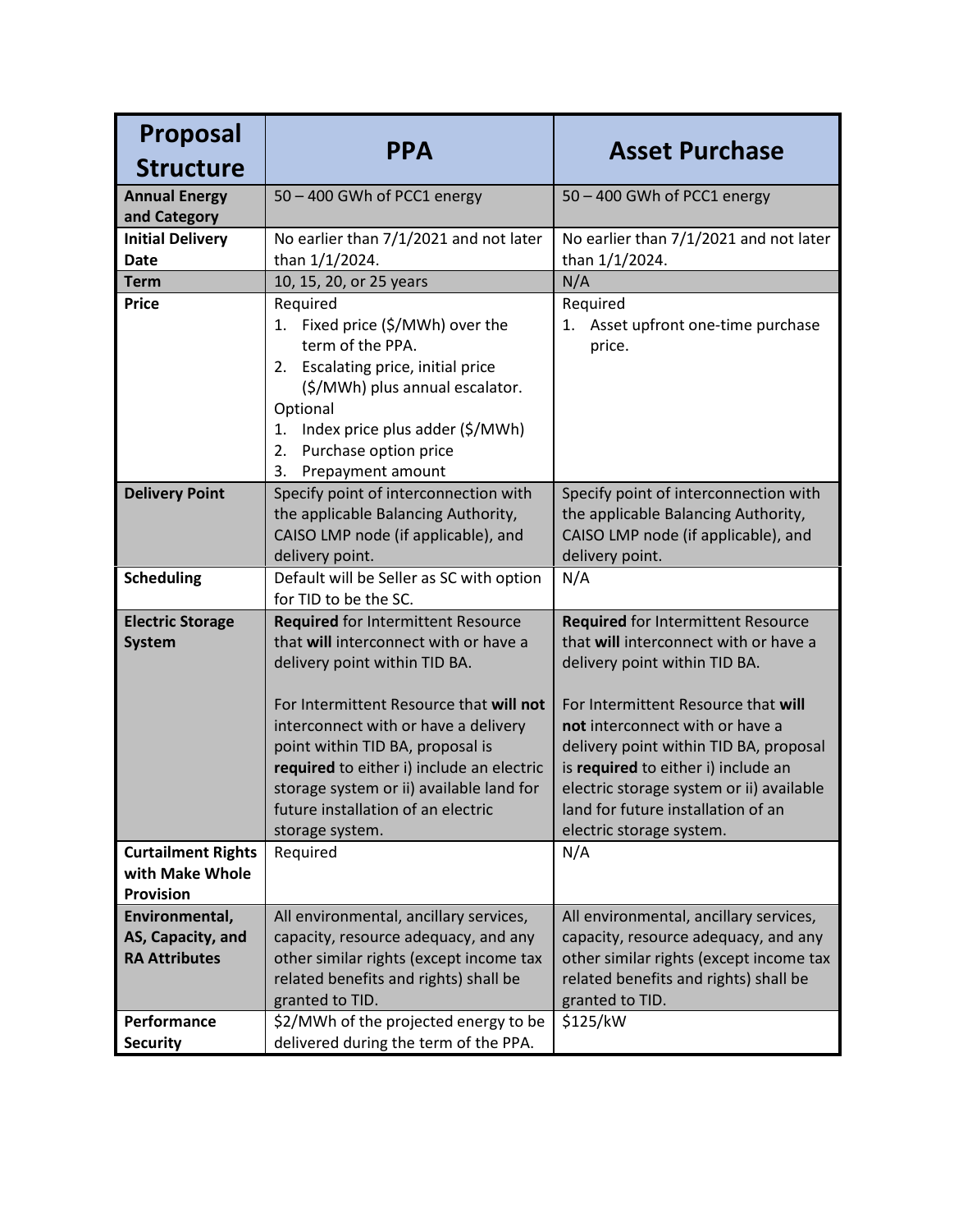| Proposal Structure | PPA | Asset Purchase |
|---|---|---|
| **Annual Energy and Category** | 50 – 400 GWh of PCC1 energy | 50 – 400 GWh of PCC1 energy |
| **Initial Delivery Date** | No earlier than 7/1/2021 and not later than 1/1/2024. | No earlier than 7/1/2021 and not later than 1/1/2024. |
| **Term** | 10, 15, 20, or 25 years | N/A |
| **Price** | Required<br>1. Fixed price ($/MWh) over the term of the PPA.<br>2. Escalating price, initial price ($/MWh) plus annual escalator.<br>Optional<br>1. Index price plus adder ($/MWh)<br>2. Purchase option price<br>3. Prepayment amount | Required<br>1. Asset upfront one-time purchase price. |
| **Delivery Point** | Specify point of interconnection with the applicable Balancing Authority, CAISO LMP node (if applicable), and delivery point. | Specify point of interconnection with the applicable Balancing Authority, CAISO LMP node (if applicable), and delivery point. |
| **Scheduling** | Default will be Seller as SC with option for TID to be the SC. | N/A |
| **Electric Storage System** | **Required** for Intermittent Resource that **will** interconnect with or have a delivery point within TID BA.<br><br>For Intermittent Resource that **will not** interconnect with or have a delivery point within TID BA, proposal is **required** to either i) include an electric storage system or ii) available land for future installation of an electric storage system. | **Required** for Intermittent Resource that **will** interconnect with or have a delivery point within TID BA.<br><br>For Intermittent Resource that **will not** interconnect with or have a delivery point within TID BA, proposal is **required** to either i) include an electric storage system or ii) available land for future installation of an electric storage system. |
| **Curtailment Rights with Make Whole Provision** | Required | N/A |
| **Environmental, AS, Capacity, and RA Attributes** | All environmental, ancillary services, capacity, resource adequacy, and any other similar rights (except income tax related benefits and rights) shall be granted to TID. | All environmental, ancillary services, capacity, resource adequacy, and any other similar rights (except income tax related benefits and rights) shall be granted to TID. |
| **Performance Security** | $2/MWh of the projected energy to be delivered during the term of the PPA. | $125/kW |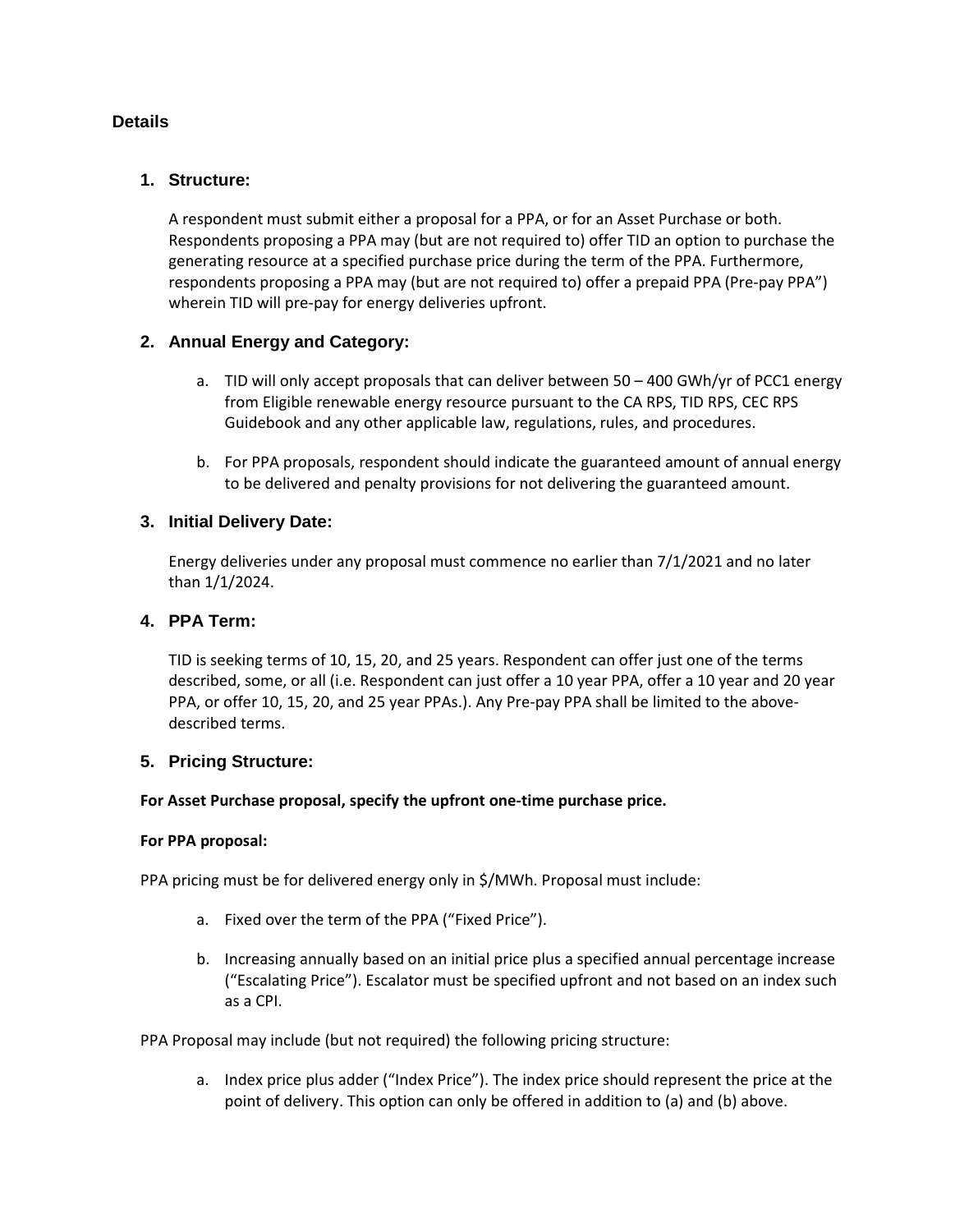## Details

### 1. Structure:

A respondent must submit either a proposal for a PPA, or for an Asset Purchase or both. Respondents proposing a PPA may (but are not required to) offer TID an option to purchase the generating resource at a specified purchase price during the term of the PPA. Furthermore, respondents proposing a PPA may (but are not required to) offer a prepaid PPA (Pre-pay PPA") wherein TID will pre-pay for energy deliveries upfront.

### 2. Annual Energy and Category:

a. TID will only accept proposals that can deliver between 50 – 400 GWh/yr of PCC1 energy from Eligible renewable energy resource pursuant to the CA RPS, TID RPS, CEC RPS Guidebook and any other applicable law, regulations, rules, and procedures.

b. For PPA proposals, respondent should indicate the guaranteed amount of annual energy to be delivered and penalty provisions for not delivering the guaranteed amount.

### 3. Initial Delivery Date:

Energy deliveries under any proposal must commence no earlier than 7/1/2021 and no later than 1/1/2024.

### 4. PPA Term:

TID is seeking terms of 10, 15, 20, and 25 years. Respondent can offer just one of the terms described, some, or all (i.e. Respondent can just offer a 10 year PPA, offer a 10 year and 20 year PPA, or offer 10, 15, 20, and 25 year PPAs.). Any Pre-pay PPA shall be limited to the above-described terms.

### 5. Pricing Structure:

**For Asset Purchase proposal, specify the upfront one-time purchase price.**

**For PPA proposal:**

PPA pricing must be for delivered energy only in $/MWh. Proposal must include:

a. Fixed over the term of the PPA ("Fixed Price").

b. Increasing annually based on an initial price plus a specified annual percentage increase ("Escalating Price"). Escalator must be specified upfront and not based on an index such as a CPI.

PPA Proposal may include (but not required) the following pricing structure:

a. Index price plus adder ("Index Price"). The index price should represent the price at the point of delivery. This option can only be offered in addition to (a) and (b) above.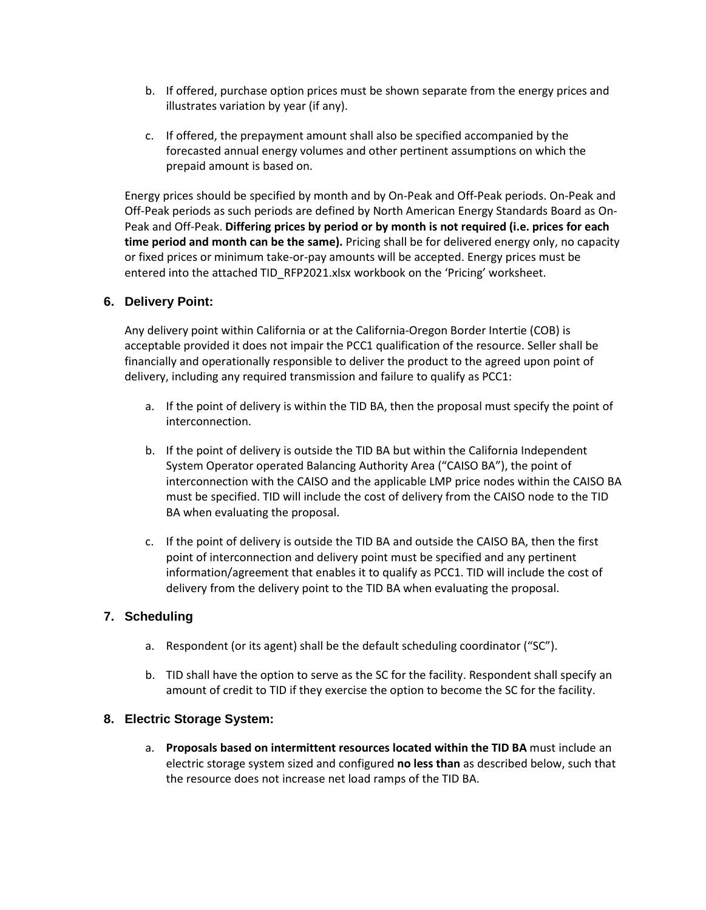b. If offered, purchase option prices must be shown separate from the energy prices and illustrates variation by year (if any).

c. If offered, the prepayment amount shall also be specified accompanied by the forecasted annual energy volumes and other pertinent assumptions on which the prepaid amount is based on.

Energy prices should be specified by month and by On-Peak and Off-Peak periods. On-Peak and Off-Peak periods as such periods are defined by North American Energy Standards Board as On-Peak and Off-Peak. **Differing prices by period or by month is not required (i.e. prices for each time period and month can be the same).** Pricing shall be for delivered energy only, no capacity or fixed prices or minimum take-or-pay amounts will be accepted. Energy prices must be entered into the attached TID_RFP2021.xlsx workbook on the 'Pricing' worksheet.

## 6. Delivery Point:

Any delivery point within California or at the California-Oregon Border Intertie (COB) is acceptable provided it does not impair the PCC1 qualification of the resource. Seller shall be financially and operationally responsible to deliver the product to the agreed upon point of delivery, including any required transmission and failure to qualify as PCC1:

a. If the point of delivery is within the TID BA, then the proposal must specify the point of interconnection.

b. If the point of delivery is outside the TID BA but within the California Independent System Operator operated Balancing Authority Area ("CAISO BA"), the point of interconnection with the CAISO and the applicable LMP price nodes within the CAISO BA must be specified. TID will include the cost of delivery from the CAISO node to the TID BA when evaluating the proposal.

c. If the point of delivery is outside the TID BA and outside the CAISO BA, then the first point of interconnection and delivery point must be specified and any pertinent information/agreement that enables it to qualify as PCC1. TID will include the cost of delivery from the delivery point to the TID BA when evaluating the proposal.

## 7. Scheduling

a. Respondent (or its agent) shall be the default scheduling coordinator ("SC").

b. TID shall have the option to serve as the SC for the facility. Respondent shall specify an amount of credit to TID if they exercise the option to become the SC for the facility.

## 8. Electric Storage System:

a. **Proposals based on intermittent resources located within the TID BA** must include an electric storage system sized and configured **no less than** as described below, such that the resource does not increase net load ramps of the TID BA.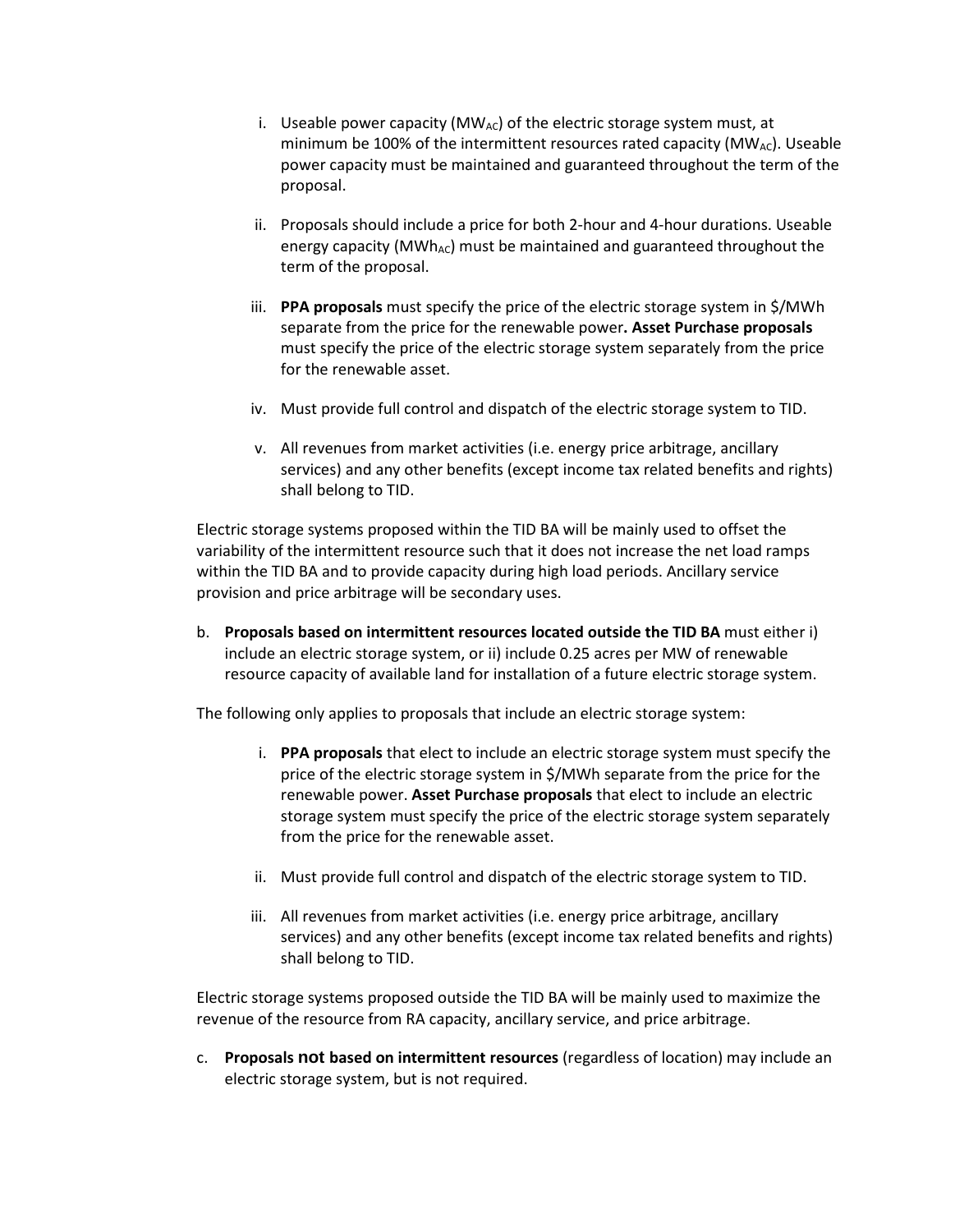i. Useable power capacity ($MW_{AC}$) of the electric storage system must, at minimum be 100% of the intermittent resources rated capacity ($MW_{AC}$). Useable power capacity must be maintained and guaranteed throughout the term of the proposal.

ii. Proposals should include a price for both 2-hour and 4-hour durations. Useable energy capacity ($MWh_{AC}$) must be maintained and guaranteed throughout the term of the proposal.

iii. **PPA proposals** must specify the price of the electric storage system in $/MWh separate from the price for the renewable power**. Asset Purchase proposals** must specify the price of the electric storage system separately from the price for the renewable asset.

iv. Must provide full control and dispatch of the electric storage system to TID.

v. All revenues from market activities (i.e. energy price arbitrage, ancillary services) and any other benefits (except income tax related benefits and rights) shall belong to TID.

Electric storage systems proposed within the TID BA will be mainly used to offset the variability of the intermittent resource such that it does not increase the net load ramps within the TID BA and to provide capacity during high load periods. Ancillary service provision and price arbitrage will be secondary uses.

b. **Proposals based on intermittent resources located outside the TID BA** must either i) include an electric storage system, or ii) include 0.25 acres per MW of renewable resource capacity of available land for installation of a future electric storage system.

The following only applies to proposals that include an electric storage system:

i. **PPA proposals** that elect to include an electric storage system must specify the price of the electric storage system in $/MWh separate from the price for the renewable power. **Asset Purchase proposals** that elect to include an electric storage system must specify the price of the electric storage system separately from the price for the renewable asset.

ii. Must provide full control and dispatch of the electric storage system to TID.

iii. All revenues from market activities (i.e. energy price arbitrage, ancillary services) and any other benefits (except income tax related benefits and rights) shall belong to TID.

Electric storage systems proposed outside the TID BA will be mainly used to maximize the revenue of the resource from RA capacity, ancillary service, and price arbitrage.

c. **Proposals not based on intermittent resources** (regardless of location) may include an electric storage system, but is not required.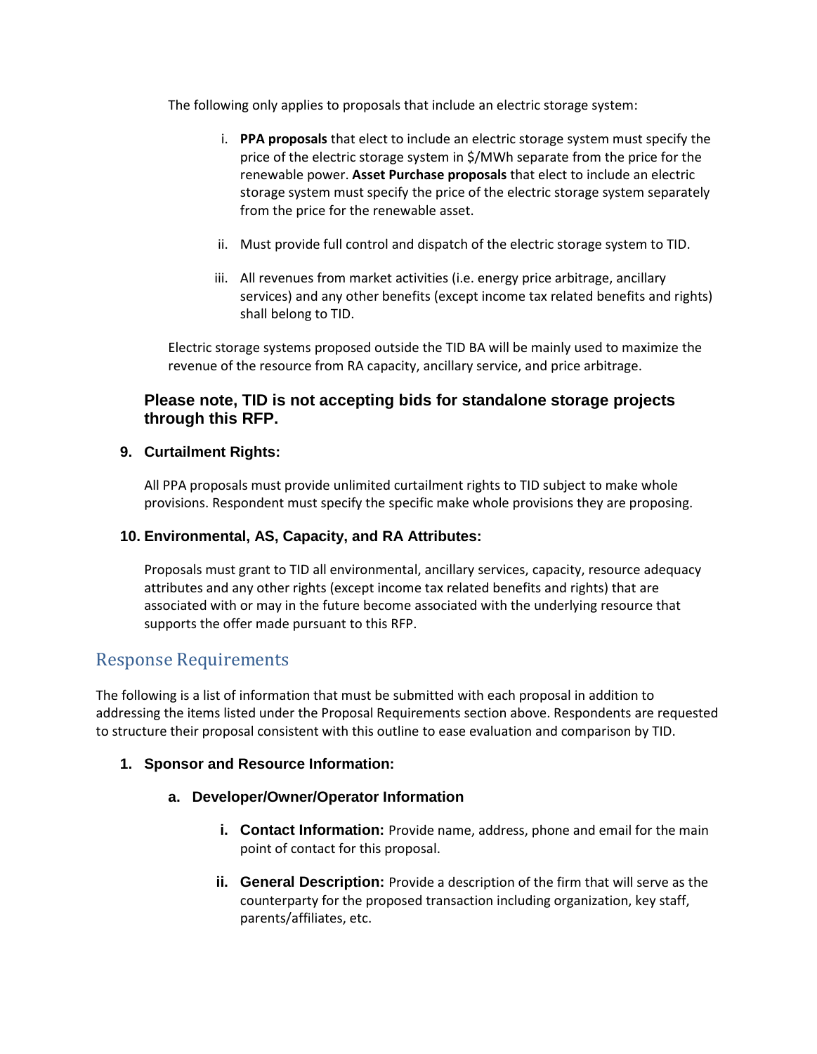The following only applies to proposals that include an electric storage system:

i. **PPA proposals** that elect to include an electric storage system must specify the price of the electric storage system in $/MWh separate from the price for the renewable power. **Asset Purchase proposals** that elect to include an electric storage system must specify the price of the electric storage system separately from the price for the renewable asset.

ii. Must provide full control and dispatch of the electric storage system to TID.

iii. All revenues from market activities (i.e. energy price arbitrage, ancillary services) and any other benefits (except income tax related benefits and rights) shall belong to TID.

Electric storage systems proposed outside the TID BA will be mainly used to maximize the revenue of the resource from RA capacity, ancillary service, and price arbitrage.

**Please note, TID is not accepting bids for standalone storage projects through this RFP.**

### 9. Curtailment Rights:

All PPA proposals must provide unlimited curtailment rights to TID subject to make whole provisions. Respondent must specify the specific make whole provisions they are proposing.

### 10. Environmental, AS, Capacity, and RA Attributes:

Proposals must grant to TID all environmental, ancillary services, capacity, resource adequacy attributes and any other rights (except income tax related benefits and rights) that are associated with or may in the future become associated with the underlying resource that supports the offer made pursuant to this RFP.

## Response Requirements

The following is a list of information that must be submitted with each proposal in addition to addressing the items listed under the Proposal Requirements section above. Respondents are requested to structure their proposal consistent with this outline to ease evaluation and comparison by TID.

### 1. Sponsor and Resource Information:

#### a. Developer/Owner/Operator Information

i. **Contact Information:** Provide name, address, phone and email for the main point of contact for this proposal.

ii. **General Description:** Provide a description of the firm that will serve as the counterparty for the proposed transaction including organization, key staff, parents/affiliates, etc.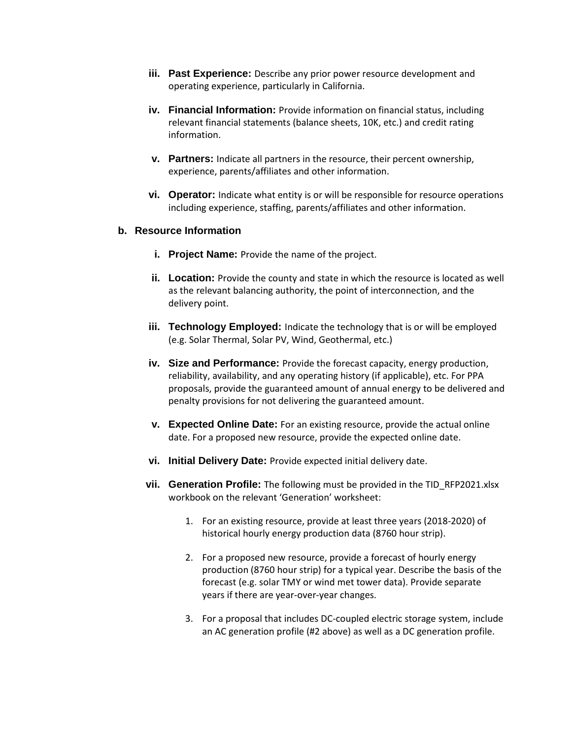iii. **Past Experience:** Describe any prior power resource development and operating experience, particularly in California.

iv. **Financial Information:** Provide information on financial status, including relevant financial statements (balance sheets, 10K, etc.) and credit rating information.

v. **Partners:** Indicate all partners in the resource, their percent ownership, experience, parents/affiliates and other information.

vi. **Operator:** Indicate what entity is or will be responsible for resource operations including experience, staffing, parents/affiliates and other information.

### b. Resource Information

i. **Project Name:** Provide the name of the project.

ii. **Location:** Provide the county and state in which the resource is located as well as the relevant balancing authority, the point of interconnection, and the delivery point.

iii. **Technology Employed:** Indicate the technology that is or will be employed (e.g. Solar Thermal, Solar PV, Wind, Geothermal, etc.)

iv. **Size and Performance:** Provide the forecast capacity, energy production, reliability, availability, and any operating history (if applicable), etc. For PPA proposals, provide the guaranteed amount of annual energy to be delivered and penalty provisions for not delivering the guaranteed amount.

v. **Expected Online Date:** For an existing resource, provide the actual online date. For a proposed new resource, provide the expected online date.

vi. **Initial Delivery Date:** Provide expected initial delivery date.

vii. **Generation Profile:** The following must be provided in the TID_RFP2021.xlsx workbook on the relevant 'Generation' worksheet:

1. For an existing resource, provide at least three years (2018-2020) of historical hourly energy production data (8760 hour strip).

2. For a proposed new resource, provide a forecast of hourly energy production (8760 hour strip) for a typical year. Describe the basis of the forecast (e.g. solar TMY or wind met tower data). Provide separate years if there are year-over-year changes.

3. For a proposal that includes DC-coupled electric storage system, include an AC generation profile (#2 above) as well as a DC generation profile.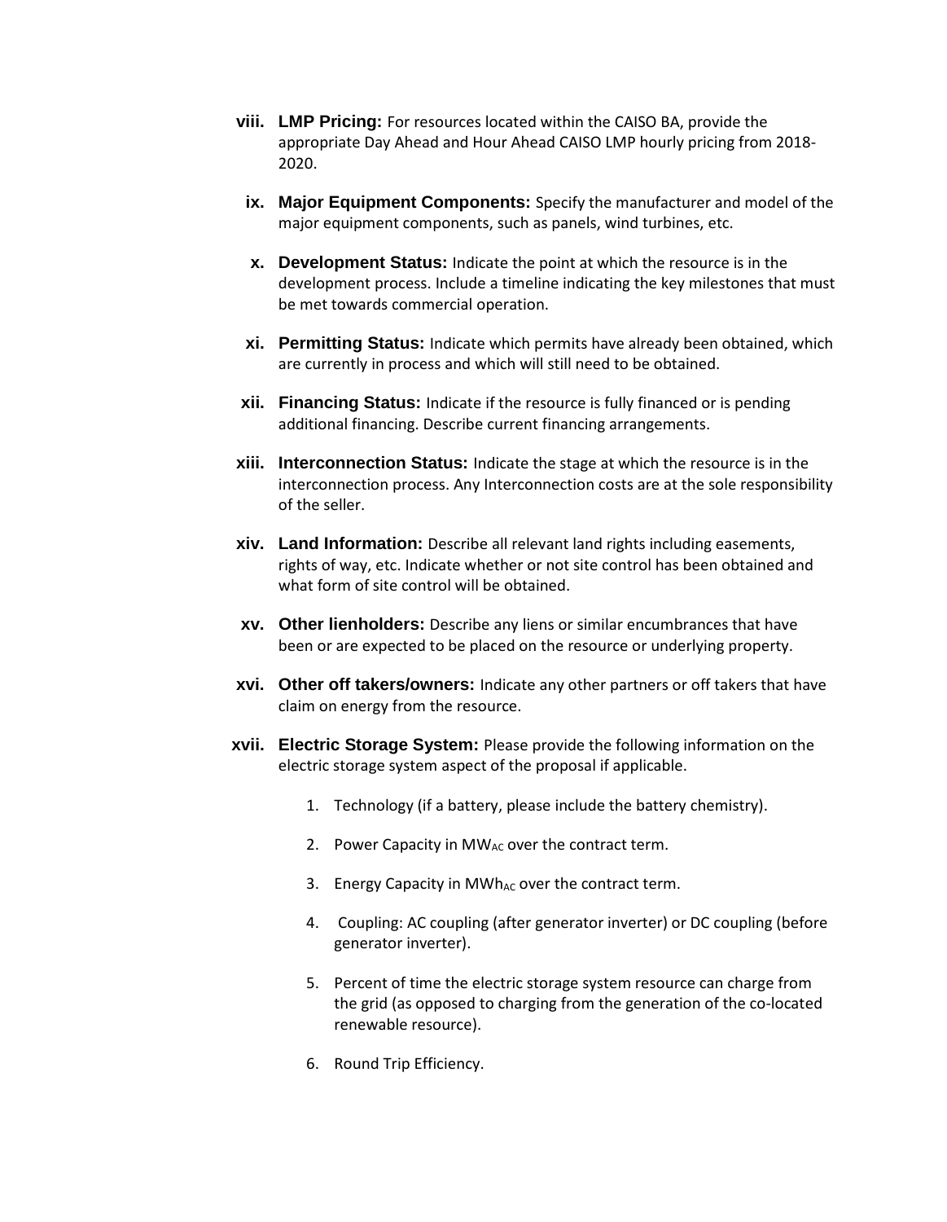viii. **LMP Pricing:** For resources located within the CAISO BA, provide the appropriate Day Ahead and Hour Ahead CAISO LMP hourly pricing from 2018-2020.

ix. **Major Equipment Components:** Specify the manufacturer and model of the major equipment components, such as panels, wind turbines, etc.

x. **Development Status:** Indicate the point at which the resource is in the development process. Include a timeline indicating the key milestones that must be met towards commercial operation.

xi. **Permitting Status:** Indicate which permits have already been obtained, which are currently in process and which will still need to be obtained.

xii. **Financing Status:** Indicate if the resource is fully financed or is pending additional financing. Describe current financing arrangements.

xiii. **Interconnection Status:** Indicate the stage at which the resource is in the interconnection process. Any Interconnection costs are at the sole responsibility of the seller.

xiv. **Land Information:** Describe all relevant land rights including easements, rights of way, etc. Indicate whether or not site control has been obtained and what form of site control will be obtained.

xv. **Other lienholders:** Describe any liens or similar encumbrances that have been or are expected to be placed on the resource or underlying property.

xvi. **Other off takers/owners:** Indicate any other partners or off takers that have claim on energy from the resource.

xvii. **Electric Storage System:** Please provide the following information on the electric storage system aspect of the proposal if applicable.

1. Technology (if a battery, please include the battery chemistry).
2. Power Capacity in $MW_{AC}$ over the contract term.
3. Energy Capacity in $MWh_{AC}$ over the contract term.
4. Coupling: AC coupling (after generator inverter) or DC coupling (before generator inverter).
5. Percent of time the electric storage system resource can charge from the grid (as opposed to charging from the generation of the co-located renewable resource).
6. Round Trip Efficiency.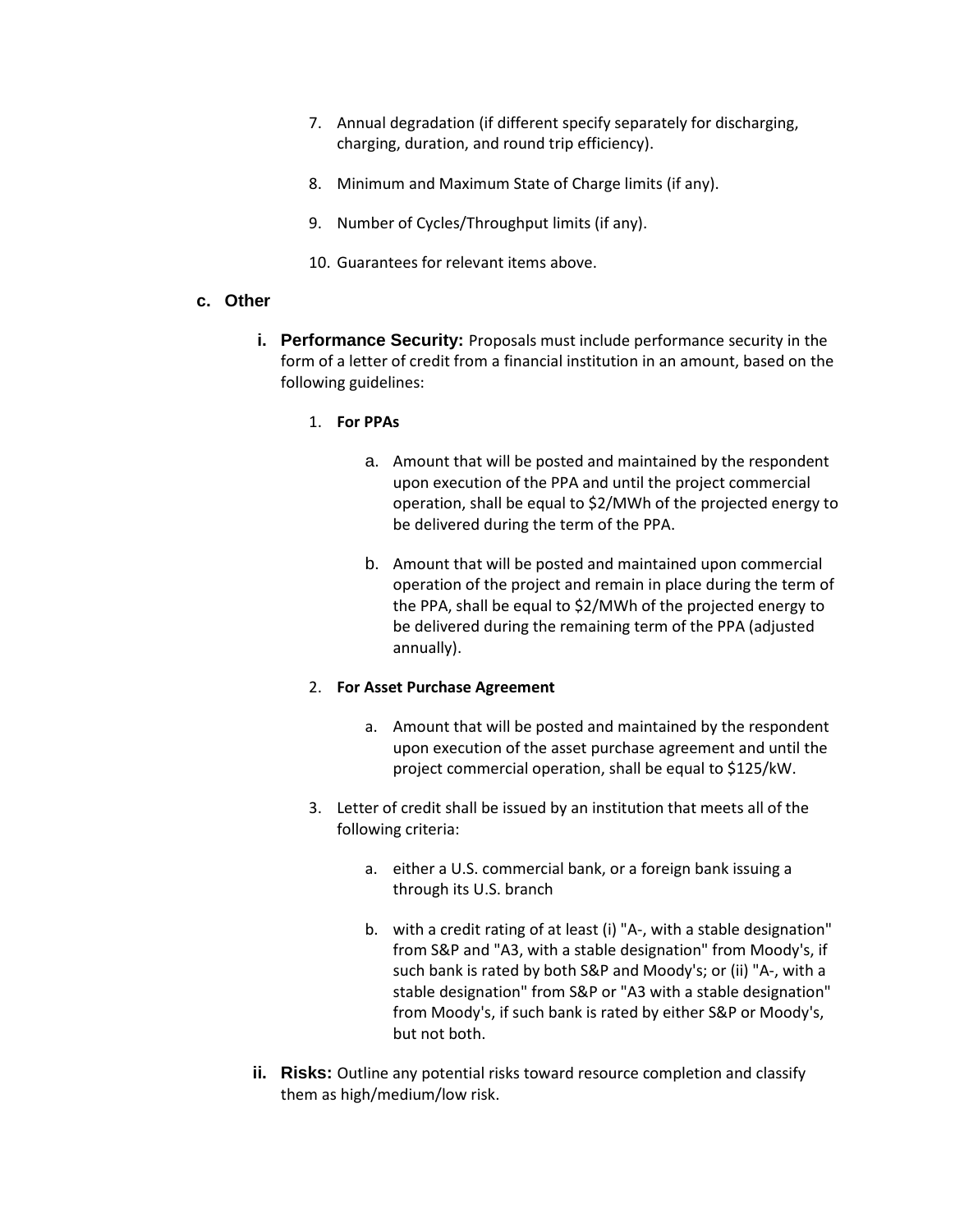7. Annual degradation (if different specify separately for discharging, charging, duration, and round trip efficiency).

8. Minimum and Maximum State of Charge limits (if any).

9. Number of Cycles/Throughput limits (if any).

10. Guarantees for relevant items above.

### c. Other

**i. Performance Security:** Proposals must include performance security in the form of a letter of credit from a financial institution in an amount, based on the following guidelines:

1. **For PPAs**

   a. Amount that will be posted and maintained by the respondent upon execution of the PPA and until the project commercial operation, shall be equal to $2/MWh of the projected energy to be delivered during the term of the PPA.

   b. Amount that will be posted and maintained upon commercial operation of the project and remain in place during the term of the PPA, shall be equal to $2/MWh of the projected energy to be delivered during the remaining term of the PPA (adjusted annually).

2. **For Asset Purchase Agreement**

   a. Amount that will be posted and maintained by the respondent upon execution of the asset purchase agreement and until the project commercial operation, shall be equal to $125/kW.

3. Letter of credit shall be issued by an institution that meets all of the following criteria:

   a. either a U.S. commercial bank, or a foreign bank issuing a through its U.S. branch

   b. with a credit rating of at least (i) "A-, with a stable designation" from S&P and "A3, with a stable designation" from Moody's, if such bank is rated by both S&P and Moody's; or (ii) "A-, with a stable designation" from S&P or "A3 with a stable designation" from Moody's, if such bank is rated by either S&P or Moody's, but not both.

**ii. Risks:** Outline any potential risks toward resource completion and classify them as high/medium/low risk.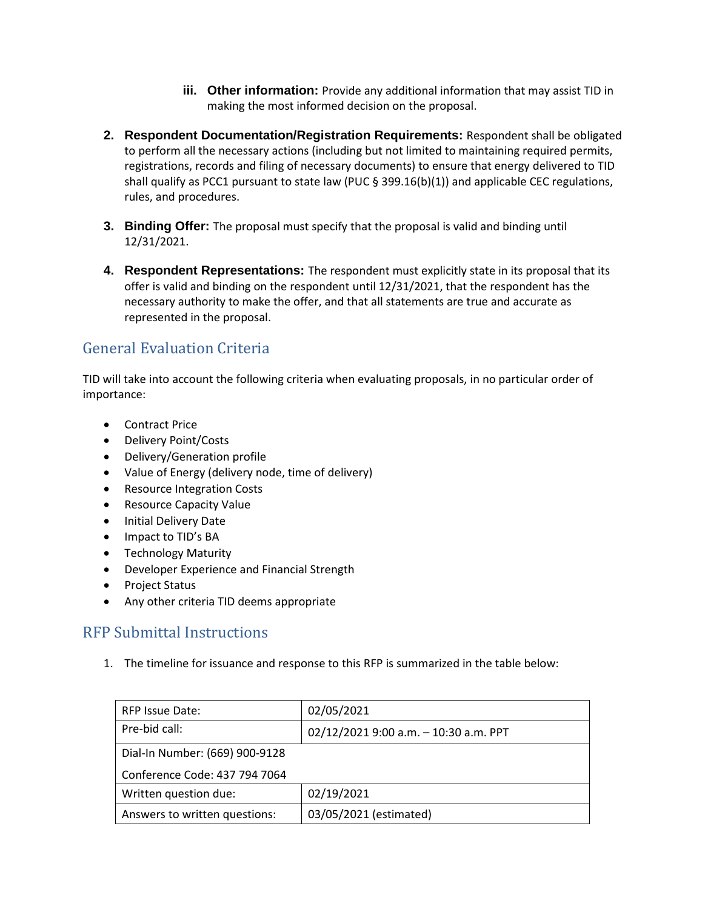iii. **Other information:** Provide any additional information that may assist TID in making the most informed decision on the proposal.

2. **Respondent Documentation/Registration Requirements:** Respondent shall be obligated to perform all the necessary actions (including but not limited to maintaining required permits, registrations, records and filing of necessary documents) to ensure that energy delivered to TID shall qualify as PCC1 pursuant to state law (PUC § 399.16(b)(1)) and applicable CEC regulations, rules, and procedures.

3. **Binding Offer:** The proposal must specify that the proposal is valid and binding until 12/31/2021.

4. **Respondent Representations:** The respondent must explicitly state in its proposal that its offer is valid and binding on the respondent until 12/31/2021, that the respondent has the necessary authority to make the offer, and that all statements are true and accurate as represented in the proposal.

## General Evaluation Criteria

TID will take into account the following criteria when evaluating proposals, in no particular order of importance:

- Contract Price
- Delivery Point/Costs
- Delivery/Generation profile
- Value of Energy (delivery node, time of delivery)
- Resource Integration Costs
- Resource Capacity Value
- Initial Delivery Date
- Impact to TID's BA
- Technology Maturity
- Developer Experience and Financial Strength
- Project Status
- Any other criteria TID deems appropriate

## RFP Submittal Instructions

1. The timeline for issuance and response to this RFP is summarized in the table below:

| RFP Issue Date: | 02/05/2021 |
|---|---|
| Pre-bid call: | 02/12/2021 9:00 a.m. – 10:30 a.m. PPT |
| Dial-In Number: (669) 900-9128<br>Conference Code: 437 794 7064 | |
| Written question due: | 02/19/2021 |
| Answers to written questions: | 03/05/2021 (estimated) |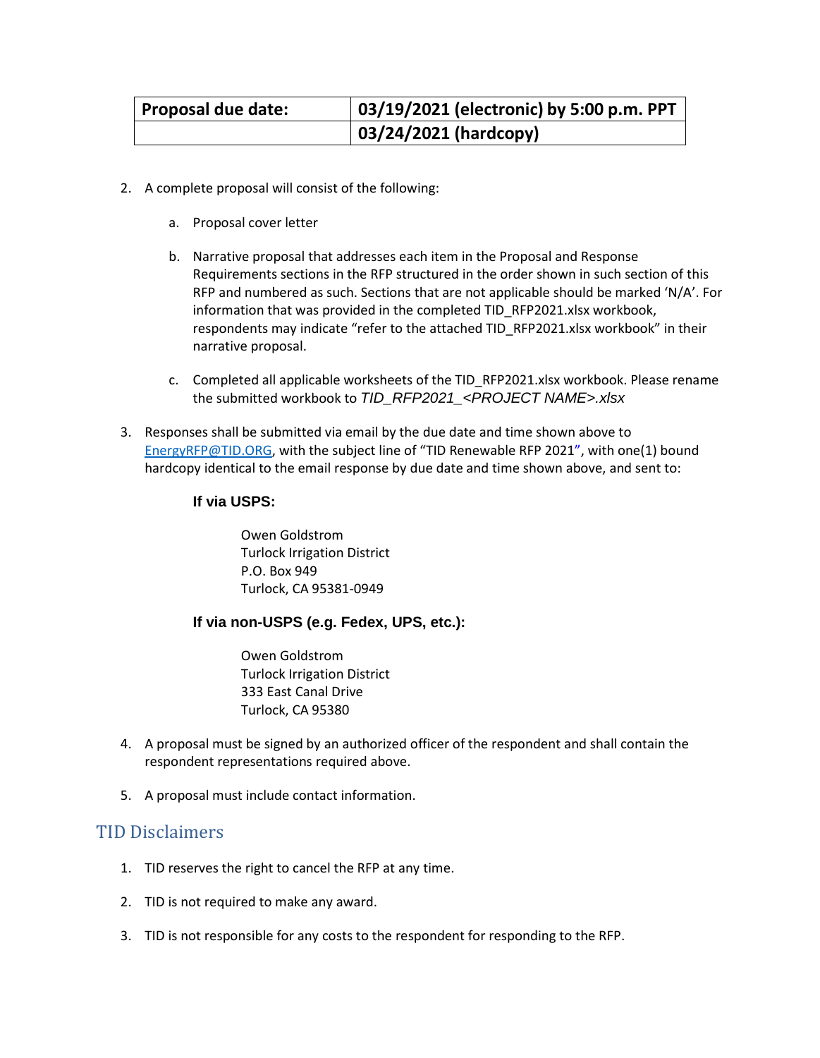| Proposal due date: | 03/19/2021 (electronic) by 5:00 p.m. PPT |
|---|---|
| | 03/24/2021 (hardcopy) |

2. A complete proposal will consist of the following:

   a. Proposal cover letter

   b. Narrative proposal that addresses each item in the Proposal and Response Requirements sections in the RFP structured in the order shown in such section of this RFP and numbered as such. Sections that are not applicable should be marked 'N/A'. For information that was provided in the completed TID_RFP2021.xlsx workbook, respondents may indicate "refer to the attached TID_RFP2021.xlsx workbook" in their narrative proposal.

   c. Completed all applicable worksheets of the TID_RFP2021.xlsx workbook. Please rename the submitted workbook to *TID_RFP2021_<PROJECT NAME>.xlsx*

3. Responses shall be submitted via email by the due date and time shown above to EnergyRFP@TID.ORG, with the subject line of "TID Renewable RFP 2021", with one(1) bound hardcopy identical to the email response by due date and time shown above, and sent to:

   **If via USPS:**

   Owen Goldstrom
   Turlock Irrigation District
   P.O. Box 949
   Turlock, CA 95381-0949

   **If via non-USPS (e.g. Fedex, UPS, etc.):**

   Owen Goldstrom
   Turlock Irrigation District
   333 East Canal Drive
   Turlock, CA 95380

4. A proposal must be signed by an authorized officer of the respondent and shall contain the respondent representations required above.

5. A proposal must include contact information.

## TID Disclaimers

1. TID reserves the right to cancel the RFP at any time.

2. TID is not required to make any award.

3. TID is not responsible for any costs to the respondent for responding to the RFP.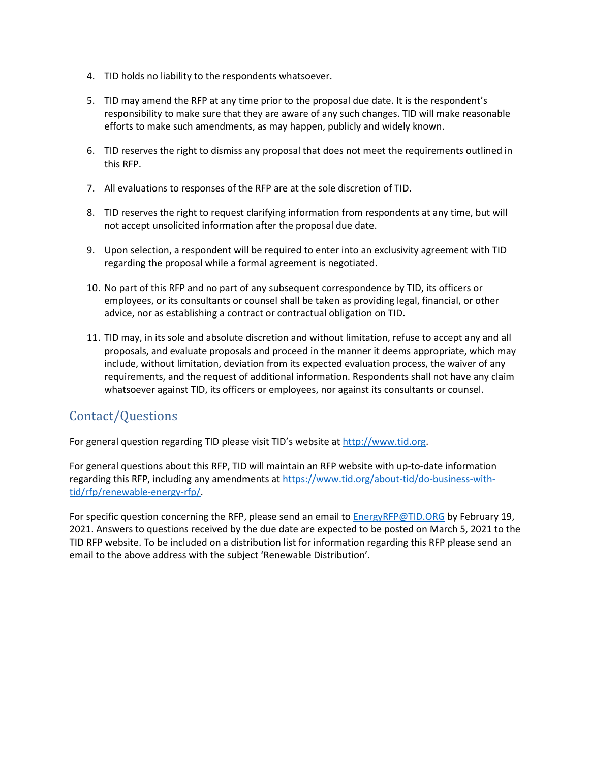4. TID holds no liability to the respondents whatsoever.

5. TID may amend the RFP at any time prior to the proposal due date. It is the respondent's responsibility to make sure that they are aware of any such changes. TID will make reasonable efforts to make such amendments, as may happen, publicly and widely known.

6. TID reserves the right to dismiss any proposal that does not meet the requirements outlined in this RFP.

7. All evaluations to responses of the RFP are at the sole discretion of TID.

8. TID reserves the right to request clarifying information from respondents at any time, but will not accept unsolicited information after the proposal due date.

9. Upon selection, a respondent will be required to enter into an exclusivity agreement with TID regarding the proposal while a formal agreement is negotiated.

10. No part of this RFP and no part of any subsequent correspondence by TID, its officers or employees, or its consultants or counsel shall be taken as providing legal, financial, or other advice, nor as establishing a contract or contractual obligation on TID.

11. TID may, in its sole and absolute discretion and without limitation, refuse to accept any and all proposals, and evaluate proposals and proceed in the manner it deems appropriate, which may include, without limitation, deviation from its expected evaluation process, the waiver of any requirements, and the request of additional information. Respondents shall not have any claim whatsoever against TID, its officers or employees, nor against its consultants or counsel.

## Contact/Questions

For general question regarding TID please visit TID's website at http://www.tid.org.

For general questions about this RFP, TID will maintain an RFP website with up-to-date information regarding this RFP, including any amendments at https://www.tid.org/about-tid/do-business-with-tid/rfp/renewable-energy-rfp/.

For specific question concerning the RFP, please send an email to EnergyRFP@TID.ORG by February 19, 2021. Answers to questions received by the due date are expected to be posted on March 5, 2021 to the TID RFP website. To be included on a distribution list for information regarding this RFP please send an email to the above address with the subject 'Renewable Distribution'.